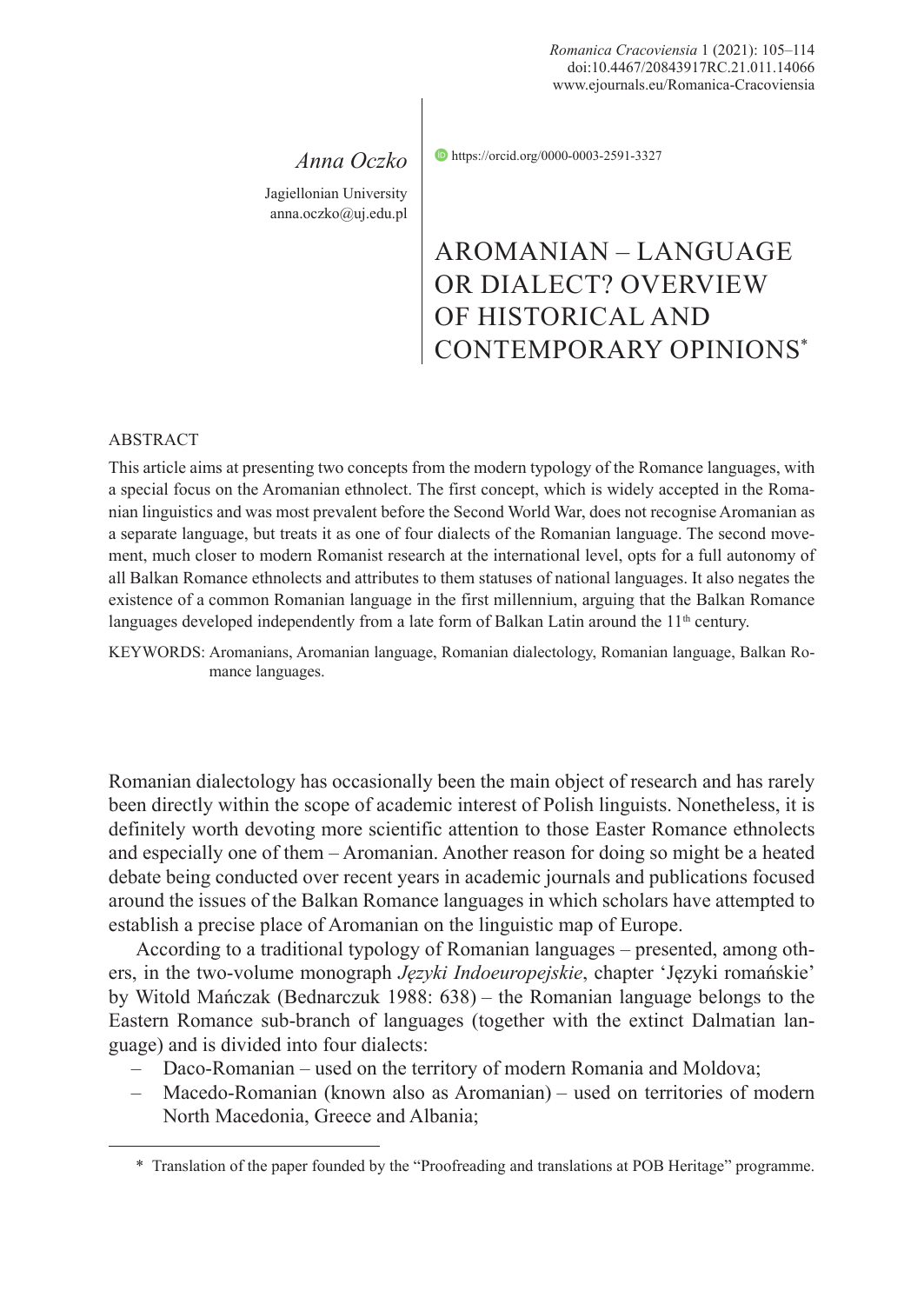Anna Oczko

Jagiellonian University
anna.oczko@uj.edu.pl

https://orcid.org/0000-0003-2591-3327

# AROMANIAN – LANGUAGE OR DIALECT? OVERVIEW OF HISTORICAL AND CONTEMPORARY OPINIONS*

## ABSTRACT

This article aims at presenting two concepts from the modern typology of the Romance languages, with a special focus on the Aromanian ethnolect. The first concept, which is widely accepted in the Romanian linguistics and was most prevalent before the Second World War, does not recognise Aromanian as a separate language, but treats it as one of four dialects of the Romanian language. The second movement, much closer to modern Romanist research at the international level, opts for a full autonomy of all Balkan Romance ethnolects and attributes to them statuses of national languages. It also negates the existence of a common Romanian language in the first millennium, arguing that the Balkan Romance languages developed independently from a late form of Balkan Latin around the 11th century.

KEYWORDS: Aromanians, Aromanian language, Romanian dialectology, Romanian language, Balkan Romance languages.

Romanian dialectology has occasionally been the main object of research and has rarely been directly within the scope of academic interest of Polish linguists. Nonetheless, it is definitely worth devoting more scientific attention to those Easter Romance ethnolects and especially one of them – Aromanian. Another reason for doing so might be a heated debate being conducted over recent years in academic journals and publications focused around the issues of the Balkan Romance languages in which scholars have attempted to establish a precise place of Aromanian on the linguistic map of Europe.

According to a traditional typology of Romanian languages – presented, among others, in the two-volume monograph *Języki Indoeuropejskie*, chapter 'Języki romańskie' by Witold Mańczak (Bednarczuk 1988: 638) – the Romanian language belongs to the Eastern Romance sub-branch of languages (together with the extinct Dalmatian language) and is divided into four dialects:

- Daco-Romanian – used on the territory of modern Romania and Moldova;
- Macedo-Romanian (known also as Aromanian) – used on territories of modern North Macedonia, Greece and Albania;

\* Translation of the paper founded by the "Proofreading and translations at POB Heritage" programme.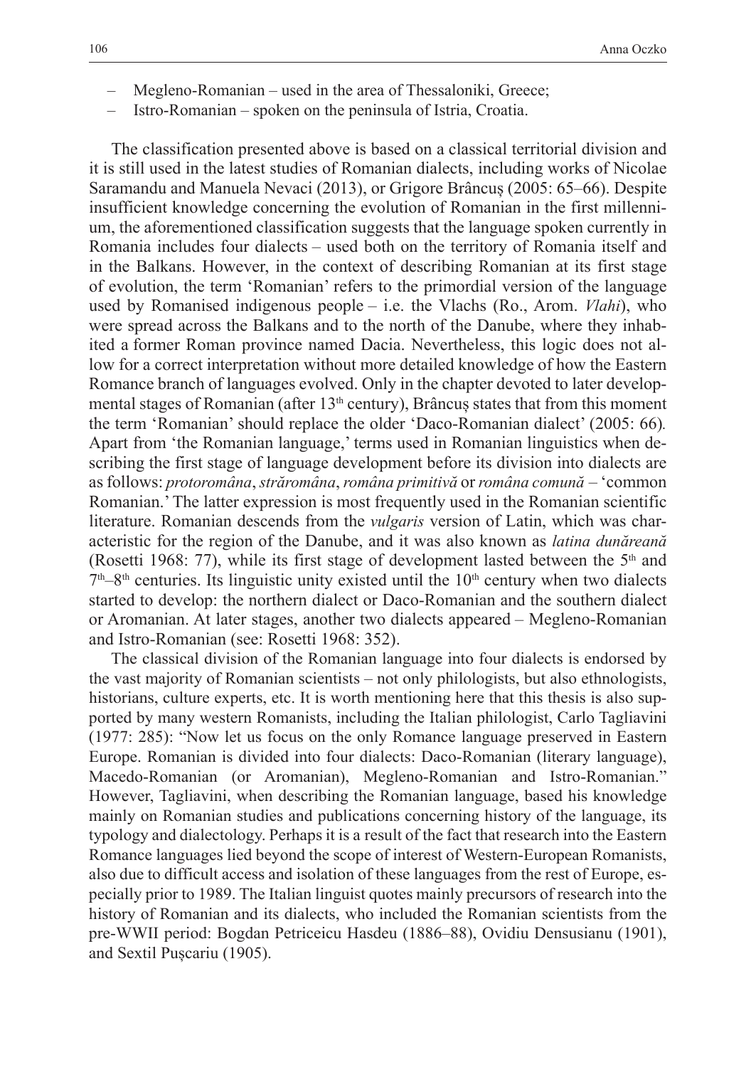– Megleno-Romanian – used in the area of Thessaloniki, Greece;
– Istro-Romanian – spoken on the peninsula of Istria, Croatia.

The classification presented above is based on a classical territorial division and it is still used in the latest studies of Romanian dialects, including works of Nicolae Saramandu and Manuela Nevaci (2013), or Grigore Brâncuș (2005: 65–66). Despite insufficient knowledge concerning the evolution of Romanian in the first millennium, the aforementioned classification suggests that the language spoken currently in Romania includes four dialects – used both on the territory of Romania itself and in the Balkans. However, in the context of describing Romanian at its first stage of evolution, the term 'Romanian' refers to the primordial version of the language used by Romanised indigenous people – i.e. the Vlachs (Ro., Arom. *Vlahi*), who were spread across the Balkans and to the north of the Danube, where they inhabited a former Roman province named Dacia. Nevertheless, this logic does not allow for a correct interpretation without more detailed knowledge of how the Eastern Romance branch of languages evolved. Only in the chapter devoted to later developmental stages of Romanian (after 13th century), Brâncuș states that from this moment the term 'Romanian' should replace the older 'Daco-Romanian dialect' (2005: 66). Apart from 'the Romanian language,' terms used in Romanian linguistics when describing the first stage of language development before its division into dialects are as follows: *protoromâna*, *străromâna*, *româna primitivă* or *româna comună* – 'common Romanian.' The latter expression is most frequently used in the Romanian scientific literature. Romanian descends from the *vulgaris* version of Latin, which was characteristic for the region of the Danube, and it was also known as *latina dunăreană* (Rosetti 1968: 77), while its first stage of development lasted between the 5th and 7th–8th centuries. Its linguistic unity existed until the 10th century when two dialects started to develop: the northern dialect or Daco-Romanian and the southern dialect or Aromanian. At later stages, another two dialects appeared – Megleno-Romanian and Istro-Romanian (see: Rosetti 1968: 352).

The classical division of the Romanian language into four dialects is endorsed by the vast majority of Romanian scientists – not only philologists, but also ethnologists, historians, culture experts, etc. It is worth mentioning here that this thesis is also supported by many western Romanists, including the Italian philologist, Carlo Tagliavini (1977: 285): "Now let us focus on the only Romance language preserved in Eastern Europe. Romanian is divided into four dialects: Daco-Romanian (literary language), Macedo-Romanian (or Aromanian), Megleno-Romanian and Istro-Romanian." However, Tagliavini, when describing the Romanian language, based his knowledge mainly on Romanian studies and publications concerning history of the language, its typology and dialectology. Perhaps it is a result of the fact that research into the Eastern Romance languages lied beyond the scope of interest of Western-European Romanists, also due to difficult access and isolation of these languages from the rest of Europe, especially prior to 1989. The Italian linguist quotes mainly precursors of research into the history of Romanian and its dialects, who included the Romanian scientists from the pre-WWII period: Bogdan Petriceicu Hasdeu (1886–88), Ovidiu Densusianu (1901), and Sextil Pușcariu (1905).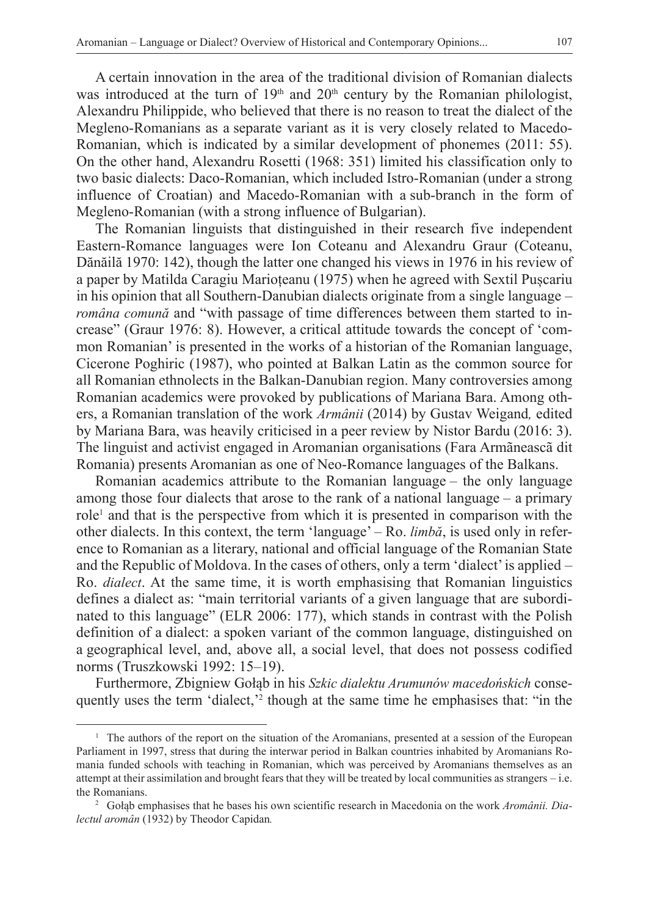A certain innovation in the area of the traditional division of Romanian dialects was introduced at the turn of 19th and 20th century by the Romanian philologist, Alexandru Philippide, who believed that there is no reason to treat the dialect of the Megleno-Romanians as a separate variant as it is very closely related to Macedo-Romanian, which is indicated by a similar development of phonemes (2011: 55). On the other hand, Alexandru Rosetti (1968: 351) limited his classification only to two basic dialects: Daco-Romanian, which included Istro-Romanian (under a strong influence of Croatian) and Macedo-Romanian with a sub-branch in the form of Megleno-Romanian (with a strong influence of Bulgarian).

The Romanian linguists that distinguished in their research five independent Eastern-Romance languages were Ion Coteanu and Alexandru Graur (Coteanu, Dănăilă 1970: 142), though the latter one changed his views in 1976 in his review of a paper by Matilda Caragiu Marioțeanu (1975) when he agreed with Sextil Pușcariu in his opinion that all Southern-Danubian dialects originate from a single language – *româna comună* and "with passage of time differences between them started to increase" (Graur 1976: 8). However, a critical attitude towards the concept of 'common Romanian' is presented in the works of a historian of the Romanian language, Cicerone Poghiric (1987), who pointed at Balkan Latin as the common source for all Romanian ethnolects in the Balkan-Danubian region. Many controversies among Romanian academics were provoked by publications of Mariana Bara. Among others, a Romanian translation of the work *Armânii* (2014) by Gustav Weigand*,* edited by Mariana Bara, was heavily criticised in a peer review by Nistor Bardu (2016: 3). The linguist and activist engaged in Aromanian organisations (Fara Armãnească dit Romania) presents Aromanian as one of Neo-Romance languages of the Balkans.

Romanian academics attribute to the Romanian language – the only language among those four dialects that arose to the rank of a national language – a primary role[1] and that is the perspective from which it is presented in comparison with the other dialects. In this context, the term 'language' – Ro. *limbă*, is used only in reference to Romanian as a literary, national and official language of the Romanian State and the Republic of Moldova. In the cases of others, only a term 'dialect' is applied – Ro. *dialect*. At the same time, it is worth emphasising that Romanian linguistics defines a dialect as: "main territorial variants of a given language that are subordinated to this language" (ELR 2006: 177), which stands in contrast with the Polish definition of a dialect: a spoken variant of the common language, distinguished on a geographical level, and, above all, a social level, that does not possess codified norms (Truszkowski 1992: 15–19).

Furthermore, Zbigniew Gołąb in his *Szkic dialektu Arumunów macedońskich* consequently uses the term 'dialect,'[2] though at the same time he emphasises that: "in the

---

[1] The authors of the report on the situation of the Aromanians, presented at a session of the European Parliament in 1997, stress that during the interwar period in Balkan countries inhabited by Aromanians Romania funded schools with teaching in Romanian, which was perceived by Aromanians themselves as an attempt at their assimilation and brought fears that they will be treated by local communities as strangers – i.e. the Romanians.

[2] Gołąb emphasises that he bases his own scientific research in Macedonia on the work *Aromânii. Dialectul aromân* (1932) by Theodor Capidan*.*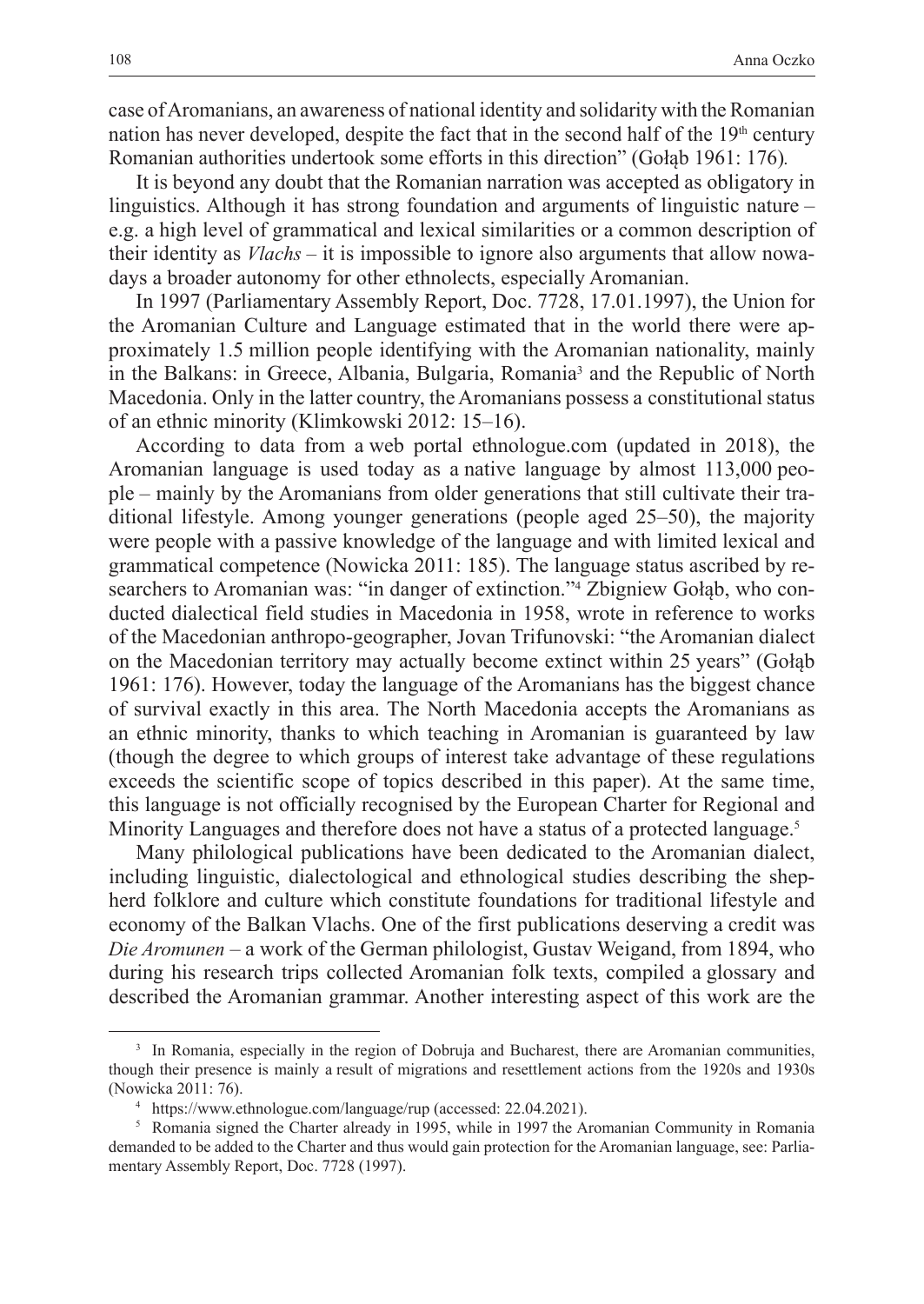case of Aromanians, an awareness of national identity and solidarity with the Romanian nation has never developed, despite the fact that in the second half of the 19th century Romanian authorities undertook some efforts in this direction" (Gołąb 1961: 176).

It is beyond any doubt that the Romanian narration was accepted as obligatory in linguistics. Although it has strong foundation and arguments of linguistic nature – e.g. a high level of grammatical and lexical similarities or a common description of their identity as *Vlachs* – it is impossible to ignore also arguments that allow nowadays a broader autonomy for other ethnolects, especially Aromanian.

In 1997 (Parliamentary Assembly Report, Doc. 7728, 17.01.1997), the Union for the Aromanian Culture and Language estimated that in the world there were approximately 1.5 million people identifying with the Aromanian nationality, mainly in the Balkans: in Greece, Albania, Bulgaria, Romania[3] and the Republic of North Macedonia. Only in the latter country, the Aromanians possess a constitutional status of an ethnic minority (Klimkowski 2012: 15–16).

According to data from a web portal ethnologue.com (updated in 2018), the Aromanian language is used today as a native language by almost 113,000 people – mainly by the Aromanians from older generations that still cultivate their traditional lifestyle. Among younger generations (people aged 25–50), the majority were people with a passive knowledge of the language and with limited lexical and grammatical competence (Nowicka 2011: 185). The language status ascribed by researchers to Aromanian was: "in danger of extinction."[4] Zbigniew Gołąb, who conducted dialectical field studies in Macedonia in 1958, wrote in reference to works of the Macedonian anthropo-geographer, Jovan Trifunovski: "the Aromanian dialect on the Macedonian territory may actually become extinct within 25 years" (Gołąb 1961: 176). However, today the language of the Aromanians has the biggest chance of survival exactly in this area. The North Macedonia accepts the Aromanians as an ethnic minority, thanks to which teaching in Aromanian is guaranteed by law (though the degree to which groups of interest take advantage of these regulations exceeds the scientific scope of topics described in this paper). At the same time, this language is not officially recognised by the European Charter for Regional and Minority Languages and therefore does not have a status of a protected language.[5]

Many philological publications have been dedicated to the Aromanian dialect, including linguistic, dialectological and ethnological studies describing the shepherd folklore and culture which constitute foundations for traditional lifestyle and economy of the Balkan Vlachs. One of the first publications deserving a credit was *Die Aromunen* – a work of the German philologist, Gustav Weigand, from 1894, who during his research trips collected Aromanian folk texts, compiled a glossary and described the Aromanian grammar. Another interesting aspect of this work are the

---

[3] In Romania, especially in the region of Dobruja and Bucharest, there are Aromanian communities, though their presence is mainly a result of migrations and resettlement actions from the 1920s and 1930s (Nowicka 2011: 76).

[4] https://www.ethnologue.com/language/rup (accessed: 22.04.2021).

[5] Romania signed the Charter already in 1995, while in 1997 the Aromanian Community in Romania demanded to be added to the Charter and thus would gain protection for the Aromanian language, see: Parliamentary Assembly Report, Doc. 7728 (1997).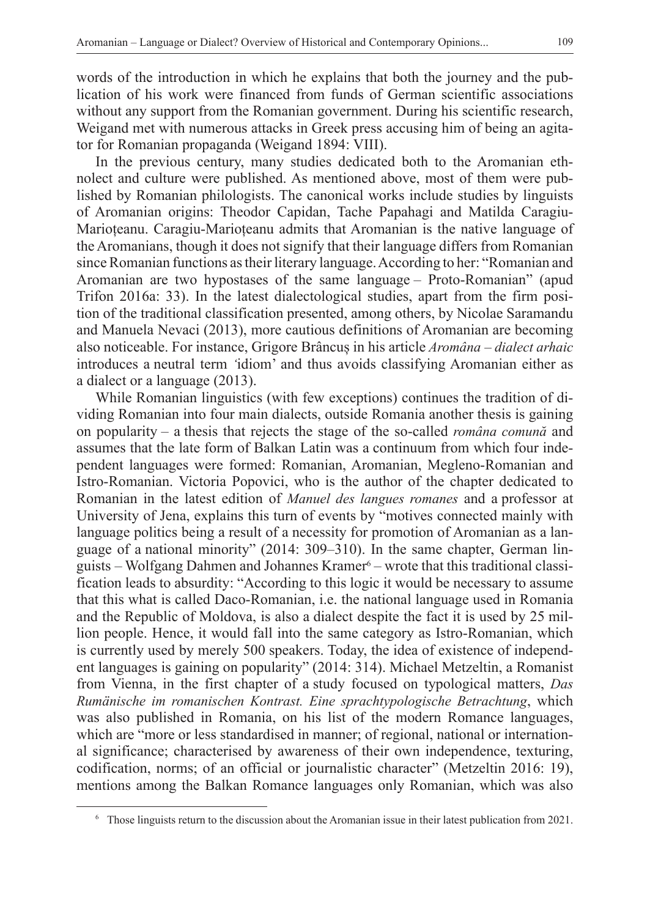words of the introduction in which he explains that both the journey and the publication of his work were financed from funds of German scientific associations without any support from the Romanian government. During his scientific research, Weigand met with numerous attacks in Greek press accusing him of being an agitator for Romanian propaganda (Weigand 1894: VIII).

In the previous century, many studies dedicated both to the Aromanian ethnolect and culture were published. As mentioned above, most of them were published by Romanian philologists. The canonical works include studies by linguists of Aromanian origins: Theodor Capidan, Tache Papahagi and Matilda Caragiu-Marioțeanu. Caragiu-Marioțeanu admits that Aromanian is the native language of the Aromanians, though it does not signify that their language differs from Romanian since Romanian functions as their literary language. According to her: "Romanian and Aromanian are two hypostases of the same language – Proto-Romanian" (apud Trifon 2016a: 33). In the latest dialectological studies, apart from the firm position of the traditional classification presented, among others, by Nicolae Saramandu and Manuela Nevaci (2013), more cautious definitions of Aromanian are becoming also noticeable. For instance, Grigore Brâncuș in his article *Aromâna – dialect arhaic* introduces a neutral term 'idiom' and thus avoids classifying Aromanian either as a dialect or a language (2013).

While Romanian linguistics (with few exceptions) continues the tradition of dividing Romanian into four main dialects, outside Romania another thesis is gaining on popularity – a thesis that rejects the stage of the so-called *româna comună* and assumes that the late form of Balkan Latin was a continuum from which four independent languages were formed: Romanian, Aromanian, Megleno-Romanian and Istro-Romanian. Victoria Popovici, who is the author of the chapter dedicated to Romanian in the latest edition of *Manuel des langues romanes* and a professor at University of Jena, explains this turn of events by "motives connected mainly with language politics being a result of a necessity for promotion of Aromanian as a language of a national minority" (2014: 309–310). In the same chapter, German linguists – Wolfgang Dahmen and Johannes Kramer[6] – wrote that this traditional classification leads to absurdity: "According to this logic it would be necessary to assume that this what is called Daco-Romanian, i.e. the national language used in Romania and the Republic of Moldova, is also a dialect despite the fact it is used by 25 million people. Hence, it would fall into the same category as Istro-Romanian, which is currently used by merely 500 speakers. Today, the idea of existence of independent languages is gaining on popularity" (2014: 314). Michael Metzeltin, a Romanist from Vienna, in the first chapter of a study focused on typological matters, *Das Rumänische im romanischen Kontrast. Eine sprachtypologische Betrachtung*, which was also published in Romania, on his list of the modern Romance languages, which are "more or less standardised in manner; of regional, national or international significance; characterised by awareness of their own independence, texturing, codification, norms; of an official or journalistic character" (Metzeltin 2016: 19), mentions among the Balkan Romance languages only Romanian, which was also

[6] Those linguists return to the discussion about the Aromanian issue in their latest publication from 2021.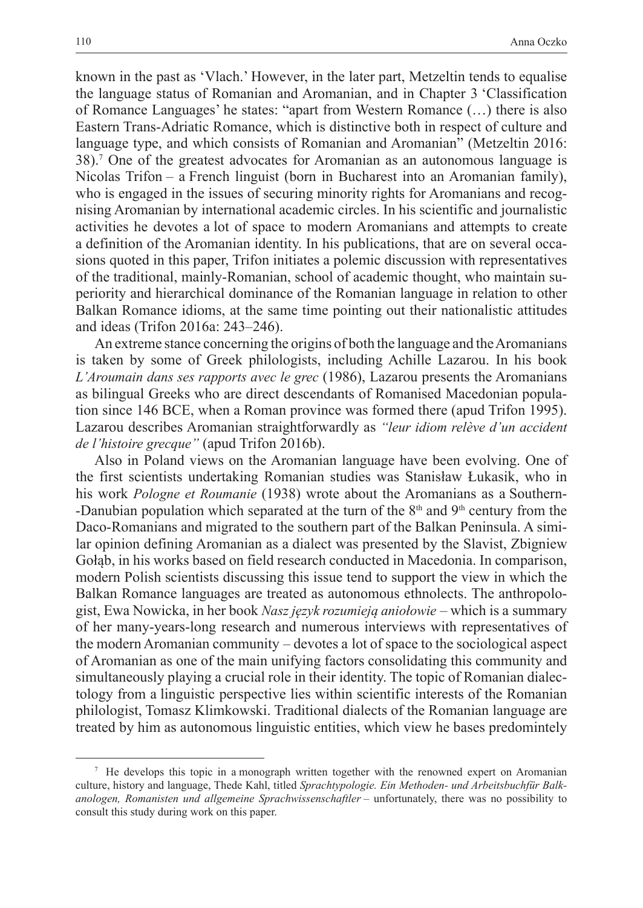known in the past as 'Vlach.' However, in the later part, Metzeltin tends to equalise the language status of Romanian and Aromanian, and in Chapter 3 'Classification of Romance Languages' he states: "apart from Western Romance (…) there is also Eastern Trans-Adriatic Romance, which is distinctive both in respect of culture and language type, and which consists of Romanian and Aromanian" (Metzeltin 2016: 38).[7] One of the greatest advocates for Aromanian as an autonomous language is Nicolas Trifon – a French linguist (born in Bucharest into an Aromanian family), who is engaged in the issues of securing minority rights for Aromanians and recognising Aromanian by international academic circles. In his scientific and journalistic activities he devotes a lot of space to modern Aromanians and attempts to create a definition of the Aromanian identity. In his publications, that are on several occasions quoted in this paper, Trifon initiates a polemic discussion with representatives of the traditional, mainly-Romanian, school of academic thought, who maintain superiority and hierarchical dominance of the Romanian language in relation to other Balkan Romance idioms, at the same time pointing out their nationalistic attitudes and ideas (Trifon 2016a: 243–246).

An extreme stance concerning the origins of both the language and the Aromanians is taken by some of Greek philologists, including Achille Lazarou. In his book *L'Aroumain dans ses rapports avec le grec* (1986), Lazarou presents the Aromanians as bilingual Greeks who are direct descendants of Romanised Macedonian population since 146 BCE, when a Roman province was formed there (apud Trifon 1995). Lazarou describes Aromanian straightforwardly as *"leur idiom relève d'un accident de l'histoire grecque"* (apud Trifon 2016b).

Also in Poland views on the Aromanian language have been evolving. One of the first scientists undertaking Romanian studies was Stanisław Łukasik, who in his work *Pologne et Roumanie* (1938) wrote about the Aromanians as a Southern-Danubian population which separated at the turn of the 8th and 9th century from the Daco-Romanians and migrated to the southern part of the Balkan Peninsula. A similar opinion defining Aromanian as a dialect was presented by the Slavist, Zbigniew Gołąb, in his works based on field research conducted in Macedonia. In comparison, modern Polish scientists discussing this issue tend to support the view in which the Balkan Romance languages are treated as autonomous ethnolects. The anthropologist, Ewa Nowicka, in her book *Nasz język rozumieją aniołowie* – which is a summary of her many-years-long research and numerous interviews with representatives of the modern Aromanian community – devotes a lot of space to the sociological aspect of Aromanian as one of the main unifying factors consolidating this community and simultaneously playing a crucial role in their identity. The topic of Romanian dialectology from a linguistic perspective lies within scientific interests of the Romanian philologist, Tomasz Klimkowski. Traditional dialects of the Romanian language are treated by him as autonomous linguistic entities, which view he bases predomintely

---

[7] He develops this topic in a monograph written together with the renowned expert on Aromanian culture, history and language, Thede Kahl, titled *Sprachtypologie. Ein Methoden- und Arbeitsbuchfür Balkanologen, Romanisten und allgemeine Sprachwissenschaftler* – unfortunately, there was no possibility to consult this study during work on this paper.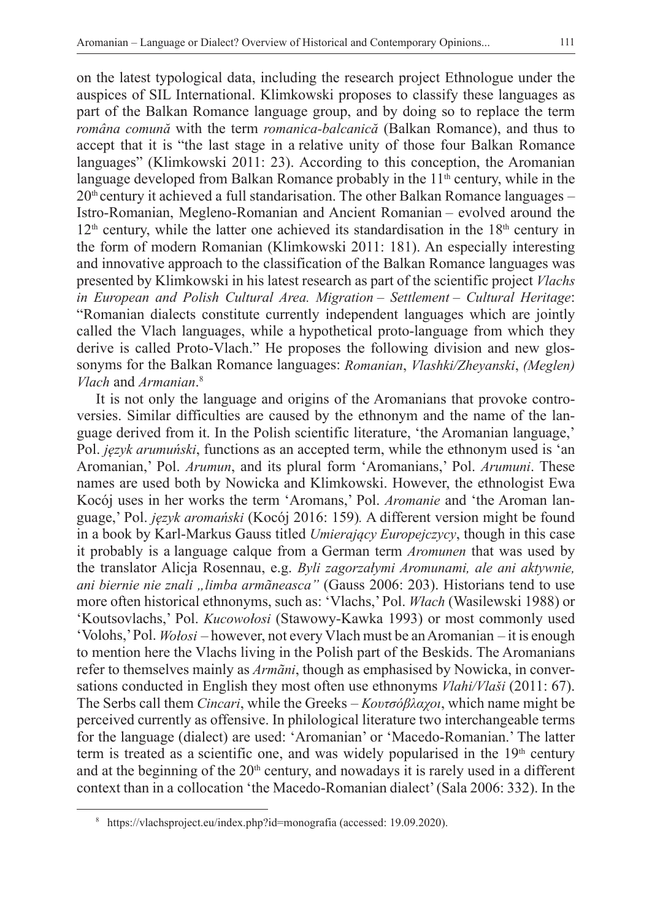on the latest typological data, including the research project Ethnologue under the auspices of SIL International. Klimkowski proposes to classify these languages as part of the Balkan Romance language group, and by doing so to replace the term *româna comună* with the term *romanica-balcanică* (Balkan Romance), and thus to accept that it is "the last stage in a relative unity of those four Balkan Romance languages" (Klimkowski 2011: 23). According to this conception, the Aromanian language developed from Balkan Romance probably in the 11th century, while in the 20th century it achieved a full standarisation. The other Balkan Romance languages – Istro-Romanian, Megleno-Romanian and Ancient Romanian – evolved around the 12th century, while the latter one achieved its standardisation in the 18th century in the form of modern Romanian (Klimkowski 2011: 181). An especially interesting and innovative approach to the classification of the Balkan Romance languages was presented by Klimkowski in his latest research as part of the scientific project *Vlachs in European and Polish Cultural Area. Migration – Settlement – Cultural Heritage*: "Romanian dialects constitute currently independent languages which are jointly called the Vlach languages, while a hypothetical proto-language from which they derive is called Proto-Vlach." He proposes the following division and new glossonyms for the Balkan Romance languages: *Romanian*, *Vlashki/Zheyanski*, *(Meglen) Vlach* and *Armanian*.[8]

It is not only the language and origins of the Aromanians that provoke controversies. Similar difficulties are caused by the ethnonym and the name of the language derived from it. In the Polish scientific literature, 'the Aromanian language,' Pol. *język arumuński*, functions as an accepted term, while the ethnonym used is 'an Aromanian,' Pol. *Arumun*, and its plural form 'Aromanians,' Pol. *Arumuni*. These names are used both by Nowicka and Klimkowski. However, the ethnologist Ewa Kocój uses in her works the term 'Aromans,' Pol. *Aromanie* and 'the Aroman language,' Pol. *język aromański* (Kocój 2016: 159). A different version might be found in a book by Karl-Markus Gauss titled *Umierający Europejczycy*, though in this case it probably is a language calque from a German term *Aromunen* that was used by the translator Alicja Rosennau, e.g. *Byli zagorzałymi Aromunami, ale ani aktywnie, ani biernie nie znali „limba armãneasca"* (Gauss 2006: 203). Historians tend to use more often historical ethnonyms, such as: 'Vlachs,' Pol. *Włach* (Wasilewski 1988) or 'Koutsovlachs,' Pol. *Kucowołosi* (Stawowy-Kawka 1993) or most commonly used 'Volohs,' Pol. *Wołosi* – however, not every Vlach must be an Aromanian – it is enough to mention here the Vlachs living in the Polish part of the Beskids. The Aromanians refer to themselves mainly as *Armãni*, though as emphasised by Nowicka, in conversations conducted in English they most often use ethnonyms *Vlahi/Vlaši* (2011: 67). The Serbs call them *Cincari*, while the Greeks – *Κουτσόβλαχοι*, which name might be perceived currently as offensive. In philological literature two interchangeable terms for the language (dialect) are used: 'Aromanian' or 'Macedo-Romanian.' The latter term is treated as a scientific one, and was widely popularised in the 19th century and at the beginning of the 20th century, and nowadays it is rarely used in a different context than in a collocation 'the Macedo-Romanian dialect' (Sala 2006: 332). In the

[8] https://vlachsproject.eu/index.php?id=monografia (accessed: 19.09.2020).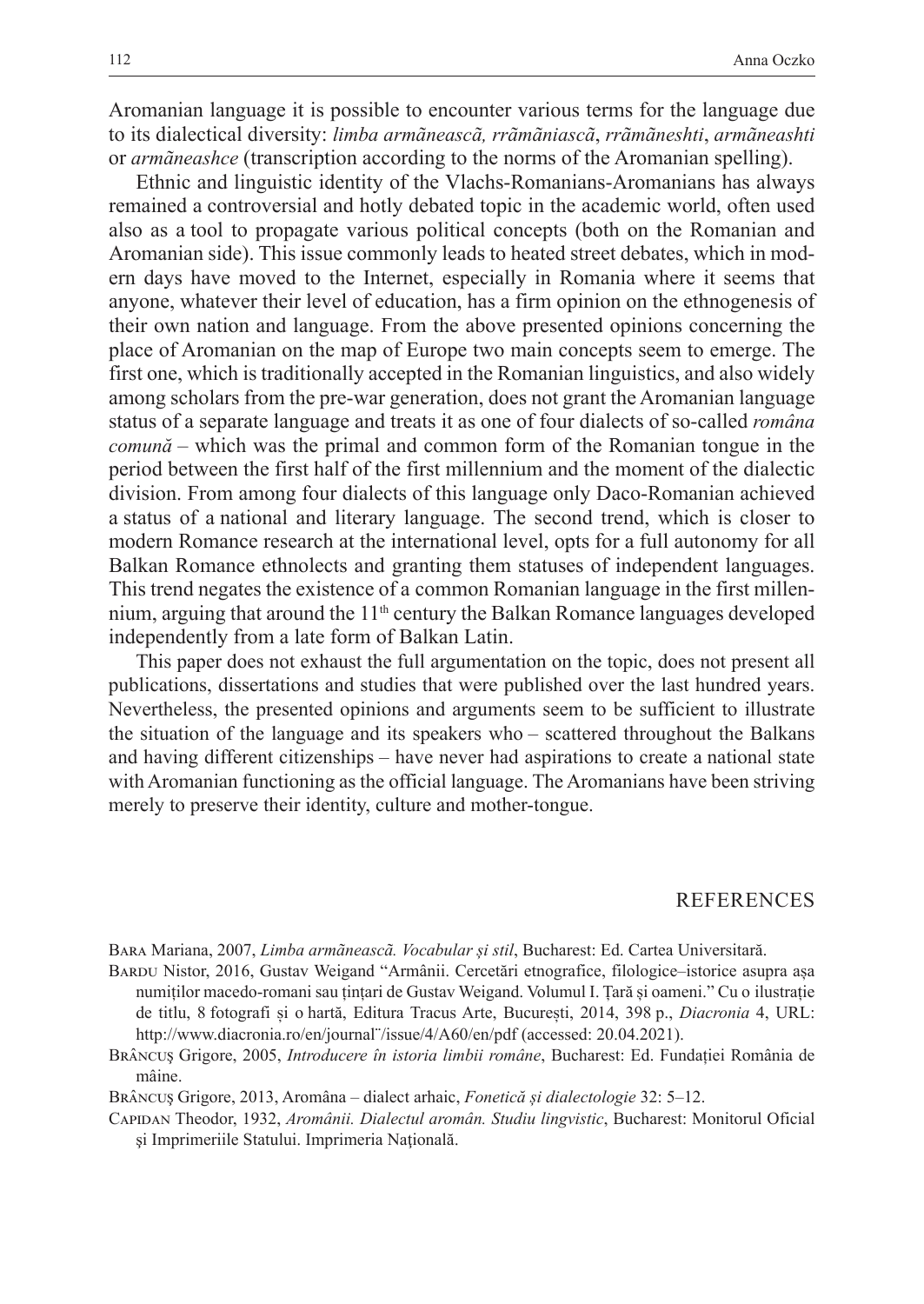Aromanian language it is possible to encounter various terms for the language due to its dialectical diversity: *limba armãneascã, rrãmãniascã*, *rrãmãneshti*, *armãneashti* or *armãneashce* (transcription according to the norms of the Aromanian spelling).

Ethnic and linguistic identity of the Vlachs-Romanians-Aromanians has always remained a controversial and hotly debated topic in the academic world, often used also as a tool to propagate various political concepts (both on the Romanian and Aromanian side). This issue commonly leads to heated street debates, which in modern days have moved to the Internet, especially in Romania where it seems that anyone, whatever their level of education, has a firm opinion on the ethnogenesis of their own nation and language. From the above presented opinions concerning the place of Aromanian on the map of Europe two main concepts seem to emerge. The first one, which is traditionally accepted in the Romanian linguistics, and also widely among scholars from the pre-war generation, does not grant the Aromanian language status of a separate language and treats it as one of four dialects of so-called *româna comună* – which was the primal and common form of the Romanian tongue in the period between the first half of the first millennium and the moment of the dialectic division. From among four dialects of this language only Daco-Romanian achieved a status of a national and literary language. The second trend, which is closer to modern Romance research at the international level, opts for a full autonomy for all Balkan Romance ethnolects and granting them statuses of independent languages. This trend negates the existence of a common Romanian language in the first millennium, arguing that around the 11th century the Balkan Romance languages developed independently from a late form of Balkan Latin.

This paper does not exhaust the full argumentation on the topic, does not present all publications, dissertations and studies that were published over the last hundred years. Nevertheless, the presented opinions and arguments seem to be sufficient to illustrate the situation of the language and its speakers who – scattered throughout the Balkans and having different citizenships – have never had aspirations to create a national state with Aromanian functioning as the official language. The Aromanians have been striving merely to preserve their identity, culture and mother-tongue.

## REFERENCES

Bara Mariana, 2007, *Limba armãneascã. Vocabular și stil*, Bucharest: Ed. Cartea Universitară.

Bardu Nistor, 2016, Gustav Weigand "Armânii. Cercetări etnografice, filologice–istorice asupra așa numiților macedo-romani sau țințari de Gustav Weigand. Volumul I. Țară și oameni." Cu o ilustrație de titlu, 8 fotografi și o hartă, Editura Tracus Arte, București, 2014, 398 p., *Diacronia* 4, URL: http://www.diacronia.ro/en/journal¨/issue/4/A60/en/pdf (accessed: 20.04.2021).

Brâncuş Grigore, 2005, *Introducere în istoria limbii române*, Bucharest: Ed. Fundației România de mâine.

Brâncuş Grigore, 2013, Aromâna – dialect arhaic, *Fonetică și dialectologie* 32: 5–12.

Capidan Theodor, 1932, *Aromânii. Dialectul aromân. Studiu lingvistic*, Bucharest: Monitorul Oficial şi Imprimeriile Statului. Imprimeria Naţională.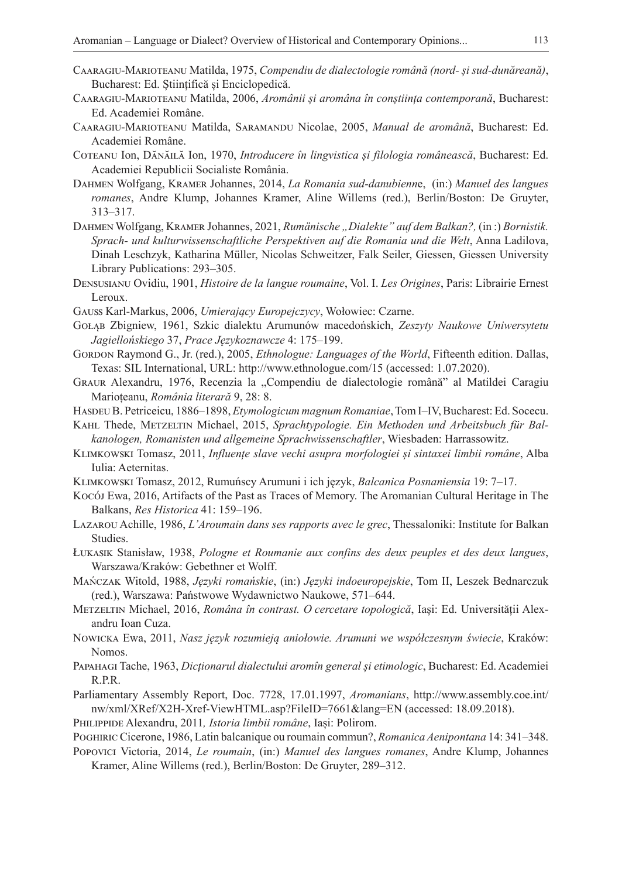Caragiu-Marioteanu Matilda, 1975, *Compendiu de dialectologie română (nord- și sud-dunăreană)*, Bucharest: Ed. Științifică și Enciclopedică.

Caragiu-Marioteanu Matilda, 2006, *Aromânii și aromâna în conștiința contemporană*, Bucharest: Ed. Academiei Române.

Caragiu-Marioteanu Matilda, Saramandu Nicolae, 2005, *Manual de aromână*, Bucharest: Ed. Academiei Române.

Coteanu Ion, Dănăilă Ion, 1970, *Introducere în lingvistica și filologia românească*, Bucharest: Ed. Academiei Republicii Socialiste România.

Dahmen Wolfgang, Kramer Johannes, 2014, *La Romania sud-danubienn*e, (in:) *Manuel des langues romanes*, Andre Klump, Johannes Kramer, Aline Willems (red.), Berlin/Boston: De Gruyter, 313–317.

Dahmen Wolfgang, Kramer Johannes, 2021, *Rumänische „Dialekte" auf dem Balkan?,* (in :) *Bornistik. Sprach- und kulturwissenschaftliche Perspektiven auf die Romania und die Welt*, Anna Ladilova, Dinah Leschzyk, Katharina Müller, Nicolas Schweitzer, Falk Seiler, Giessen, Giessen University Library Publications: 293–305.

Densusianu Ovidiu, 1901, *Histoire de la langue roumaine*, Vol. I. *Les Origines*, Paris: Librairie Ernest Leroux.

Gauss Karl-Markus, 2006, *Umierający Europejczycy*, Wołowiec: Czarne.

Gołąb Zbigniew, 1961, Szkic dialektu Arumunów macedońskich, *Zeszyty Naukowe Uniwersytetu Jagiellońskiego* 37, *Prace Językoznawcze* 4: 175–199.

Gordon Raymond G., Jr. (red.), 2005, *Ethnologue: Languages of the World*, Fifteenth edition. Dallas, Texas: SIL International, URL: http://www.ethnologue.com/15 (accessed: 1.07.2020).

Graur Alexandru, 1976, Recenzia la „Compendiu de dialectologie română" al Matildei Caragiu Marioțeanu, *România literară* 9, 28: 8.

Hasdeu B. Petriceicu, 1886–1898, *Etymologicum magnum Romaniae*, Tom I–IV, Bucharest: Ed. Socecu.

Kahl Thede, Metzeltin Michael, 2015, *Sprachtypologie. Ein Methoden und Arbeitsbuch für Balkanologen, Romanisten und allgemeine Sprachwissenschaftler*, Wiesbaden: Harrassowitz.

Klimkowski Tomasz, 2011, *Influențe slave vechi asupra morfologiei și sintaxei limbii române*, Alba Iulia: Aeternitas.

Klimkowski Tomasz, 2012, Rumuńscy Arumuni i ich język, *Balcanica Posnaniensia* 19: 7–17.

Kocój Ewa, 2016, Artifacts of the Past as Traces of Memory. The Aromanian Cultural Heritage in The Balkans, *Res Historica* 41: 159–196.

Lazarou Achille, 1986, *L'Aroumain dans ses rapports avec le grec*, Thessaloniki: Institute for Balkan Studies.

Łukasik Stanisław, 1938, *Pologne et Roumanie aux confins des deux peuples et des deux langues*, Warszawa/Kraków: Gebethner et Wolff.

Mańczak Witold, 1988, *Języki romańskie*, (in:) *Języki indoeuropejskie*, Tom II, Leszek Bednarczuk (red.), Warszawa: Państwowe Wydawnictwo Naukowe, 571–644.

Metzeltin Michael, 2016, *Româna în contrast. O cercetare topologică*, Iași: Ed. Universității Alexandru Ioan Cuza.

Nowicka Ewa, 2011, *Nasz język rozumieją aniołowie. Arumuni we współczesnym świecie*, Kraków: Nomos.

Papahagi Tache, 1963, *Dicționarul dialectului aromîn general și etimologic*, Bucharest: Ed. Academiei R.P.R.

Parliamentary Assembly Report, Doc. 7728, 17.01.1997, *Aromanians*, http://www.assembly.coe.int/nw/xml/XRef/X2H-Xref-ViewHTML.asp?FileID=7661&lang=EN (accessed: 18.09.2018).

Philippide Alexandru, 2011*, Istoria limbii române*, Iași: Polirom.

Poghirc Cicerone, 1986, Latin balcanique ou roumain commun?, *Romanica Aenipontana* 14: 341–348.

Popovici Victoria, 2014, *Le roumain*, (in:) *Manuel des langues romanes*, Andre Klump, Johannes Kramer, Aline Willems (red.), Berlin/Boston: De Gruyter, 289–312.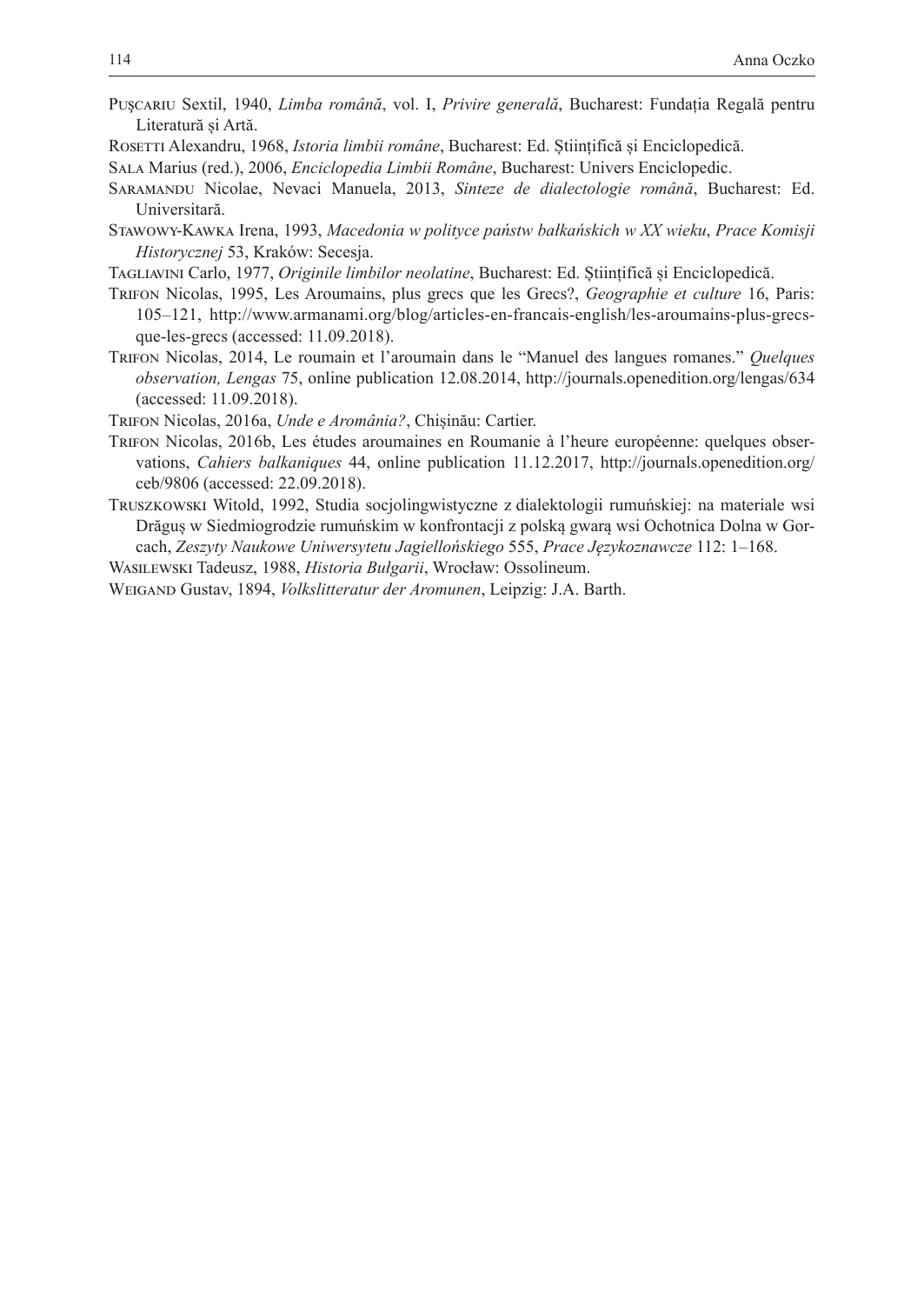Puşcariu Sextil, 1940, *Limba română*, vol. I, *Privire generală*, Bucharest: Fundația Regală pentru Literatură și Artă.

Rosetti Alexandru, 1968, *Istoria limbii române*, Bucharest: Ed. Științifică și Enciclopedică.

Sala Marius (red.), 2006, *Enciclopedia Limbii Române*, Bucharest: Univers Enciclopedic.

Saramandu Nicolae, Nevaci Manuela, 2013, *Sinteze de dialectologie română*, Bucharest: Ed. Universitară.

Stawowy-Kawka Irena, 1993, *Macedonia w polityce państw bałkańskich w XX wieku*, *Prace Komisji Historycznej* 53, Kraków: Secesja.

Tagliavini Carlo, 1977, *Originile limbilor neolatine*, Bucharest: Ed. Științifică și Enciclopedică.

Trifon Nicolas, 1995, Les Aroumains, plus grecs que les Grecs?, *Geographie et culture* 16, Paris: 105–121, http://www.armanami.org/blog/articles-en-francais-english/les-aroumains-plus-grecs-que-les-grecs (accessed: 11.09.2018).

Trifon Nicolas, 2014, Le roumain et l'aroumain dans le "Manuel des langues romanes." *Quelques observation, Lengas* 75, online publication 12.08.2014, http://journals.openedition.org/lengas/634 (accessed: 11.09.2018).

Trifon Nicolas, 2016a, *Unde e Aromânia?*, Chișinău: Cartier.

Trifon Nicolas, 2016b, Les études aroumaines en Roumanie à l'heure européenne: quelques observations, *Cahiers balkaniques* 44, online publication 11.12.2017, http://journals.openedition.org/ceb/9806 (accessed: 22.09.2018).

Truszkowski Witold, 1992, Studia socjolingwistyczne z dialektologii rumuńskiej: na materiale wsi Drăguș w Siedmiogrodzie rumuńskim w konfrontacji z polską gwarą wsi Ochotnica Dolna w Gorcach, *Zeszyty Naukowe Uniwersytetu Jagiellońskiego* 555, *Prace Językoznawcze* 112: 1–168.

Wasilewski Tadeusz, 1988, *Historia Bułgarii*, Wrocław: Ossolineum.

Weigand Gustav, 1894, *Volkslitteratur der Aromunen*, Leipzig: J.A. Barth.